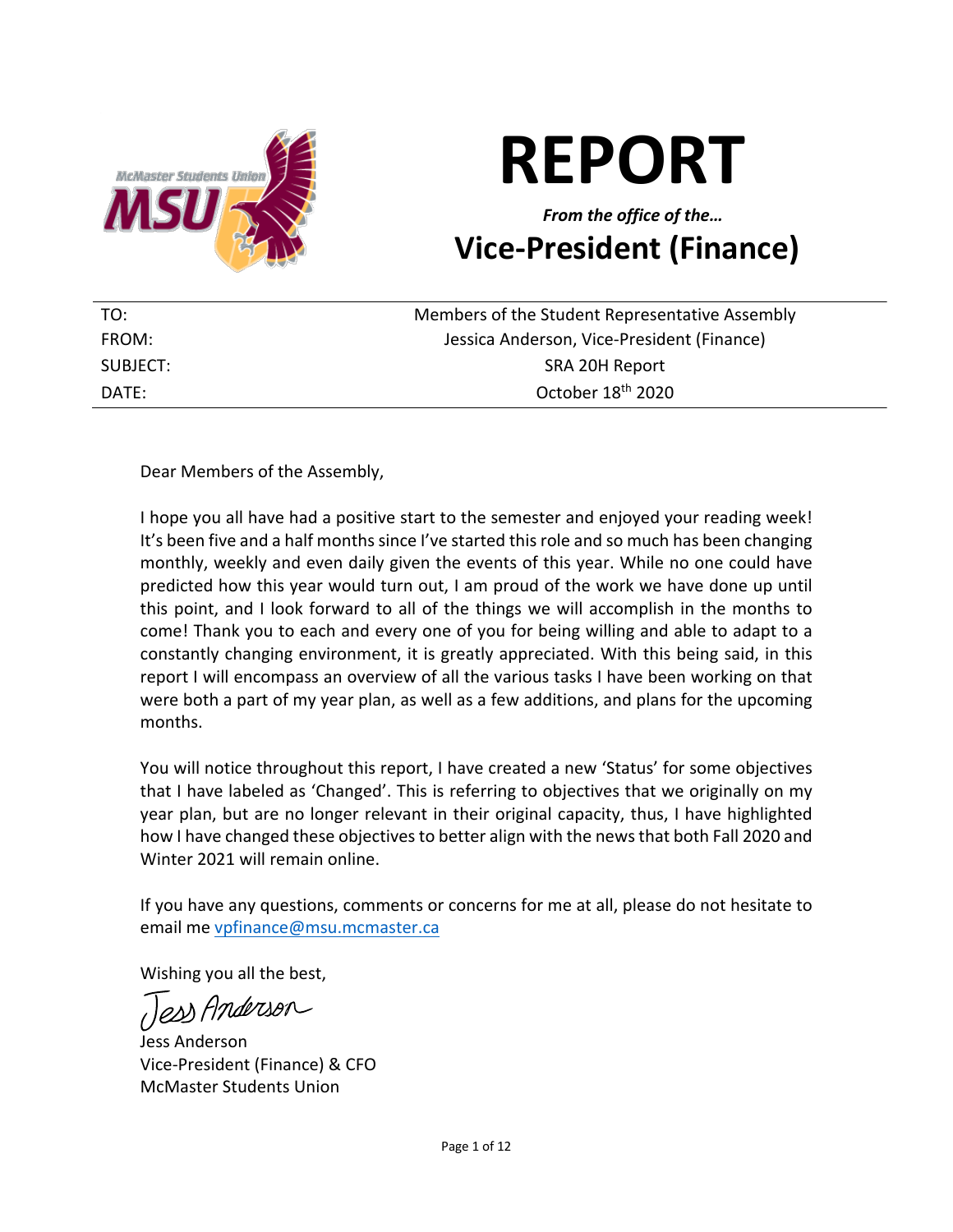# REPORT

*From the office of the…*

## Vice-President (Finance)

| | |
|---|---|
| TO: | Members of the Student Representative Assembly |
| FROM: | Jessica Anderson, Vice-President (Finance) |
| SUBJECT: | SRA 20H Report |
| DATE: | October 18th 2020 |

Dear Members of the Assembly,

I hope you all have had a positive start to the semester and enjoyed your reading week! It's been five and a half months since I've started this role and so much has been changing monthly, weekly and even daily given the events of this year. While no one could have predicted how this year would turn out, I am proud of the work we have done up until this point, and I look forward to all of the things we will accomplish in the months to come! Thank you to each and every one of you for being willing and able to adapt to a constantly changing environment, it is greatly appreciated. With this being said, in this report I will encompass an overview of all the various tasks I have been working on that were both a part of my year plan, as well as a few additions, and plans for the upcoming months.

You will notice throughout this report, I have created a new 'Status' for some objectives that I have labeled as 'Changed'. This is referring to objectives that we originally on my year plan, but are no longer relevant in their original capacity, thus, I have highlighted how I have changed these objectives to better align with the news that both Fall 2020 and Winter 2021 will remain online.

If you have any questions, comments or concerns for me at all, please do not hesitate to email me vpfinance@msu.mcmaster.ca

Wishing you all the best,

Jess Anderson

Jess Anderson
Vice-President (Finance) & CFO
McMaster Students Union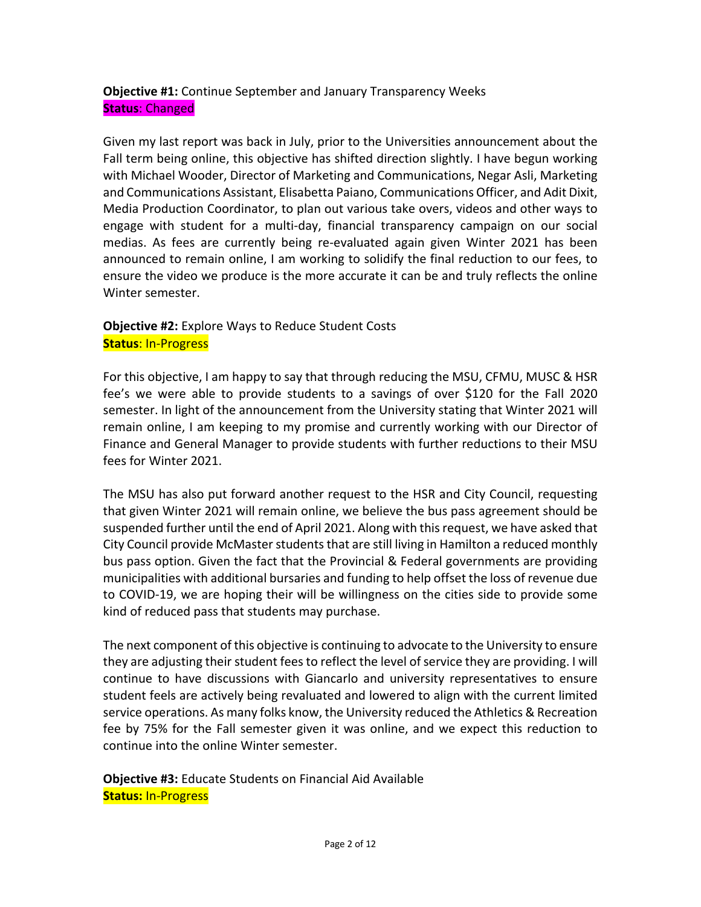**Objective #1:** Continue September and January Transparency Weeks
**Status**: Changed

Given my last report was back in July, prior to the Universities announcement about the Fall term being online, this objective has shifted direction slightly. I have begun working with Michael Wooder, Director of Marketing and Communications, Negar Asli, Marketing and Communications Assistant, Elisabetta Paiano, Communications Officer, and Adit Dixit, Media Production Coordinator, to plan out various take overs, videos and other ways to engage with student for a multi-day, financial transparency campaign on our social medias. As fees are currently being re-evaluated again given Winter 2021 has been announced to remain online, I am working to solidify the final reduction to our fees, to ensure the video we produce is the more accurate it can be and truly reflects the online Winter semester.

**Objective #2:** Explore Ways to Reduce Student Costs
**Status**: In-Progress

For this objective, I am happy to say that through reducing the MSU, CFMU, MUSC & HSR fee's we were able to provide students to a savings of over $120 for the Fall 2020 semester. In light of the announcement from the University stating that Winter 2021 will remain online, I am keeping to my promise and currently working with our Director of Finance and General Manager to provide students with further reductions to their MSU fees for Winter 2021.

The MSU has also put forward another request to the HSR and City Council, requesting that given Winter 2021 will remain online, we believe the bus pass agreement should be suspended further until the end of April 2021. Along with this request, we have asked that City Council provide McMaster students that are still living in Hamilton a reduced monthly bus pass option. Given the fact that the Provincial & Federal governments are providing municipalities with additional bursaries and funding to help offset the loss of revenue due to COVID-19, we are hoping their will be willingness on the cities side to provide some kind of reduced pass that students may purchase.

The next component of this objective is continuing to advocate to the University to ensure they are adjusting their student fees to reflect the level of service they are providing. I will continue to have discussions with Giancarlo and university representatives to ensure student feels are actively being revaluated and lowered to align with the current limited service operations. As many folks know, the University reduced the Athletics & Recreation fee by 75% for the Fall semester given it was online, and we expect this reduction to continue into the online Winter semester.

**Objective #3:** Educate Students on Financial Aid Available
**Status:** In-Progress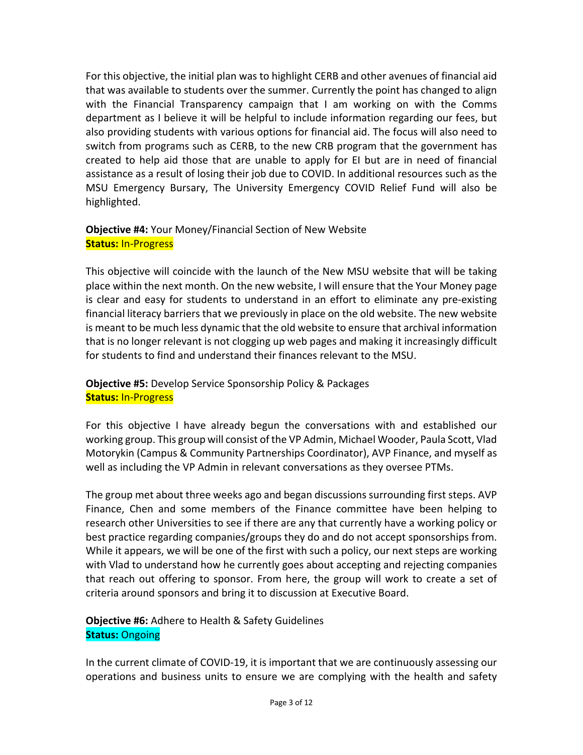For this objective, the initial plan was to highlight CERB and other avenues of financial aid that was available to students over the summer. Currently the point has changed to align with the Financial Transparency campaign that I am working on with the Comms department as I believe it will be helpful to include information regarding our fees, but also providing students with various options for financial aid. The focus will also need to switch from programs such as CERB, to the new CRB program that the government has created to help aid those that are unable to apply for EI but are in need of financial assistance as a result of losing their job due to COVID. In additional resources such as the MSU Emergency Bursary, The University Emergency COVID Relief Fund will also be highlighted.

**Objective #4:** Your Money/Financial Section of New Website
**Status:** In-Progress

This objective will coincide with the launch of the New MSU website that will be taking place within the next month. On the new website, I will ensure that the Your Money page is clear and easy for students to understand in an effort to eliminate any pre-existing financial literacy barriers that we previously in place on the old website. The new website is meant to be much less dynamic that the old website to ensure that archival information that is no longer relevant is not clogging up web pages and making it increasingly difficult for students to find and understand their finances relevant to the MSU.

**Objective #5:** Develop Service Sponsorship Policy & Packages
**Status:** In-Progress

For this objective I have already begun the conversations with and established our working group. This group will consist of the VP Admin, Michael Wooder, Paula Scott, Vlad Motorykin (Campus & Community Partnerships Coordinator), AVP Finance, and myself as well as including the VP Admin in relevant conversations as they oversee PTMs.

The group met about three weeks ago and began discussions surrounding first steps. AVP Finance, Chen and some members of the Finance committee have been helping to research other Universities to see if there are any that currently have a working policy or best practice regarding companies/groups they do and do not accept sponsorships from. While it appears, we will be one of the first with such a policy, our next steps are working with Vlad to understand how he currently goes about accepting and rejecting companies that reach out offering to sponsor. From here, the group will work to create a set of criteria around sponsors and bring it to discussion at Executive Board.

**Objective #6:** Adhere to Health & Safety Guidelines
**Status:** Ongoing

In the current climate of COVID-19, it is important that we are continuously assessing our operations and business units to ensure we are complying with the health and safety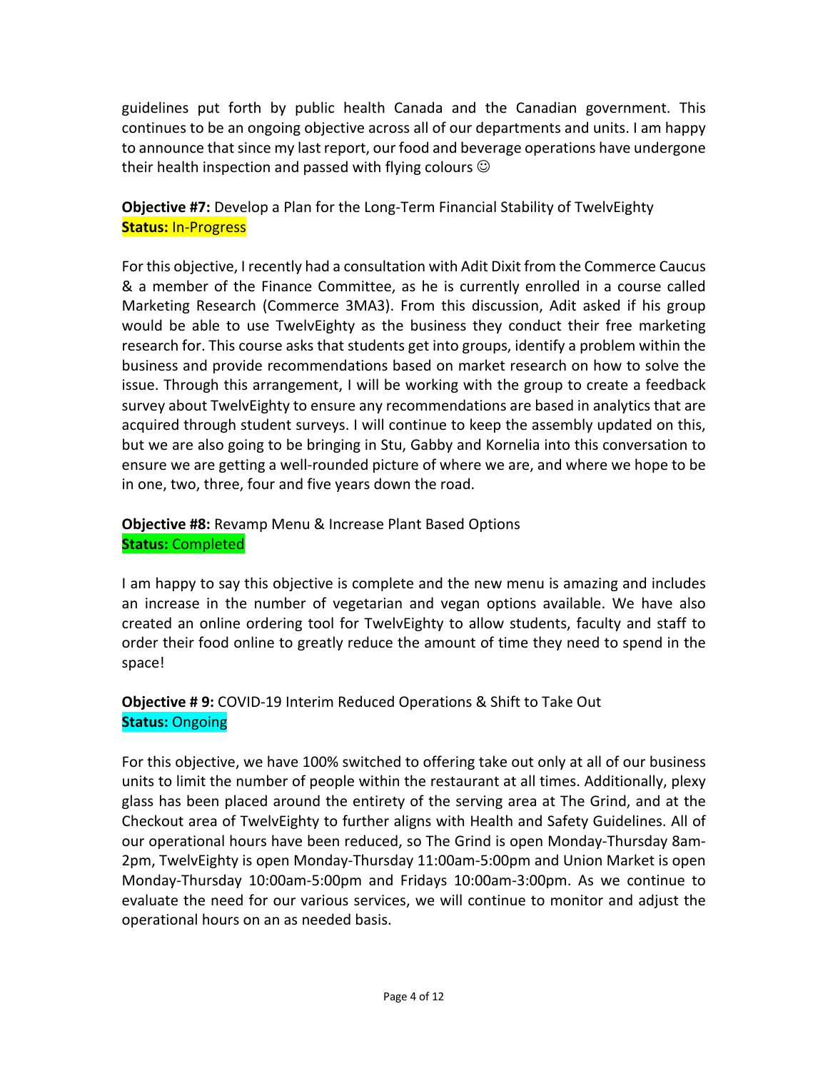guidelines put forth by public health Canada and the Canadian government. This continues to be an ongoing objective across all of our departments and units. I am happy to announce that since my last report, our food and beverage operations have undergone their health inspection and passed with flying colours ☺

**Objective #7:** Develop a Plan for the Long-Term Financial Stability of TwelvEighty
**Status:** In-Progress

For this objective, I recently had a consultation with Adit Dixit from the Commerce Caucus & a member of the Finance Committee, as he is currently enrolled in a course called Marketing Research (Commerce 3MA3). From this discussion, Adit asked if his group would be able to use TwelvEighty as the business they conduct their free marketing research for. This course asks that students get into groups, identify a problem within the business and provide recommendations based on market research on how to solve the issue. Through this arrangement, I will be working with the group to create a feedback survey about TwelvEighty to ensure any recommendations are based in analytics that are acquired through student surveys. I will continue to keep the assembly updated on this, but we are also going to be bringing in Stu, Gabby and Kornelia into this conversation to ensure we are getting a well-rounded picture of where we are, and where we hope to be in one, two, three, four and five years down the road.

**Objective #8:** Revamp Menu & Increase Plant Based Options
**Status:** Completed

I am happy to say this objective is complete and the new menu is amazing and includes an increase in the number of vegetarian and vegan options available. We have also created an online ordering tool for TwelvEighty to allow students, faculty and staff to order their food online to greatly reduce the amount of time they need to spend in the space!

**Objective # 9:** COVID-19 Interim Reduced Operations & Shift to Take Out
**Status:** Ongoing

For this objective, we have 100% switched to offering take out only at all of our business units to limit the number of people within the restaurant at all times. Additionally, plexy glass has been placed around the entirety of the serving area at The Grind, and at the Checkout area of TwelvEighty to further aligns with Health and Safety Guidelines. All of our operational hours have been reduced, so The Grind is open Monday-Thursday 8am-2pm, TwelvEighty is open Monday-Thursday 11:00am-5:00pm and Union Market is open Monday-Thursday 10:00am-5:00pm and Fridays 10:00am-3:00pm. As we continue to evaluate the need for our various services, we will continue to monitor and adjust the operational hours on an as needed basis.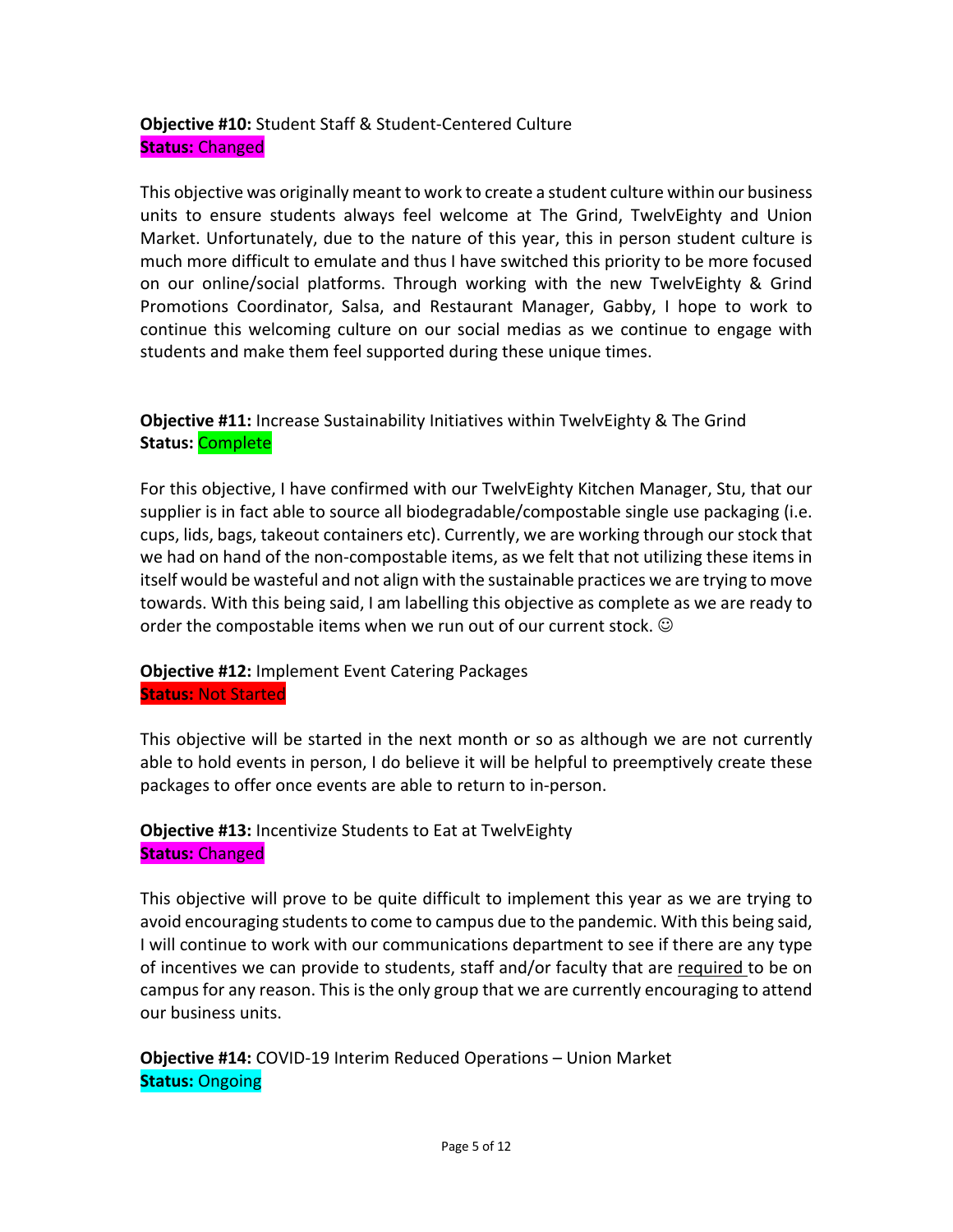**Objective #10:** Student Staff & Student-Centered Culture
**Status:** Changed

This objective was originally meant to work to create a student culture within our business units to ensure students always feel welcome at The Grind, TwelvEighty and Union Market. Unfortunately, due to the nature of this year, this in person student culture is much more difficult to emulate and thus I have switched this priority to be more focused on our online/social platforms. Through working with the new TwelvEighty & Grind Promotions Coordinator, Salsa, and Restaurant Manager, Gabby, I hope to work to continue this welcoming culture on our social medias as we continue to engage with students and make them feel supported during these unique times.

**Objective #11:** Increase Sustainability Initiatives within TwelvEighty & The Grind
**Status:** Complete

For this objective, I have confirmed with our TwelvEighty Kitchen Manager, Stu, that our supplier is in fact able to source all biodegradable/compostable single use packaging (i.e. cups, lids, bags, takeout containers etc). Currently, we are working through our stock that we had on hand of the non-compostable items, as we felt that not utilizing these items in itself would be wasteful and not align with the sustainable practices we are trying to move towards. With this being said, I am labelling this objective as complete as we are ready to order the compostable items when we run out of our current stock. ☺

**Objective #12:** Implement Event Catering Packages
**Status:** Not Started

This objective will be started in the next month or so as although we are not currently able to hold events in person, I do believe it will be helpful to preemptively create these packages to offer once events are able to return to in-person.

**Objective #13:** Incentivize Students to Eat at TwelvEighty
**Status:** Changed

This objective will prove to be quite difficult to implement this year as we are trying to avoid encouraging students to come to campus due to the pandemic. With this being said, I will continue to work with our communications department to see if there are any type of incentives we can provide to students, staff and/or faculty that are required to be on campus for any reason. This is the only group that we are currently encouraging to attend our business units.

**Objective #14:** COVID-19 Interim Reduced Operations – Union Market
**Status:** Ongoing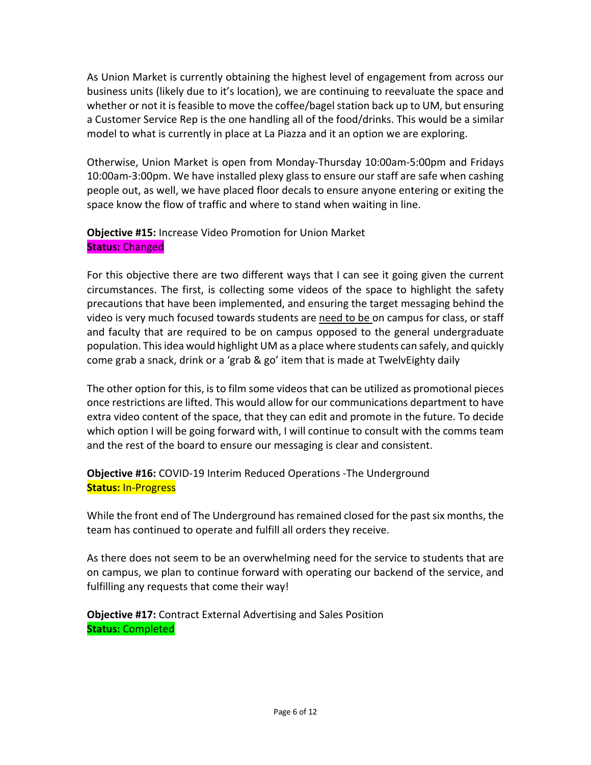As Union Market is currently obtaining the highest level of engagement from across our business units (likely due to it's location), we are continuing to reevaluate the space and whether or not it is feasible to move the coffee/bagel station back up to UM, but ensuring a Customer Service Rep is the one handling all of the food/drinks. This would be a similar model to what is currently in place at La Piazza and it an option we are exploring.

Otherwise, Union Market is open from Monday-Thursday 10:00am-5:00pm and Fridays 10:00am-3:00pm. We have installed plexy glass to ensure our staff are safe when cashing people out, as well, we have placed floor decals to ensure anyone entering or exiting the space know the flow of traffic and where to stand when waiting in line.

**Objective #15:** Increase Video Promotion for Union Market
**Status:** Changed

For this objective there are two different ways that I can see it going given the current circumstances. The first, is collecting some videos of the space to highlight the safety precautions that have been implemented, and ensuring the target messaging behind the video is very much focused towards students are need to be on campus for class, or staff and faculty that are required to be on campus opposed to the general undergraduate population. This idea would highlight UM as a place where students can safely, and quickly come grab a snack, drink or a 'grab & go' item that is made at TwelvEighty daily

The other option for this, is to film some videos that can be utilized as promotional pieces once restrictions are lifted. This would allow for our communications department to have extra video content of the space, that they can edit and promote in the future. To decide which option I will be going forward with, I will continue to consult with the comms team and the rest of the board to ensure our messaging is clear and consistent.

**Objective #16:** COVID-19 Interim Reduced Operations -The Underground
**Status:** In-Progress

While the front end of The Underground has remained closed for the past six months, the team has continued to operate and fulfill all orders they receive.

As there does not seem to be an overwhelming need for the service to students that are on campus, we plan to continue forward with operating our backend of the service, and fulfilling any requests that come their way!

**Objective #17:** Contract External Advertising and Sales Position
**Status:** Completed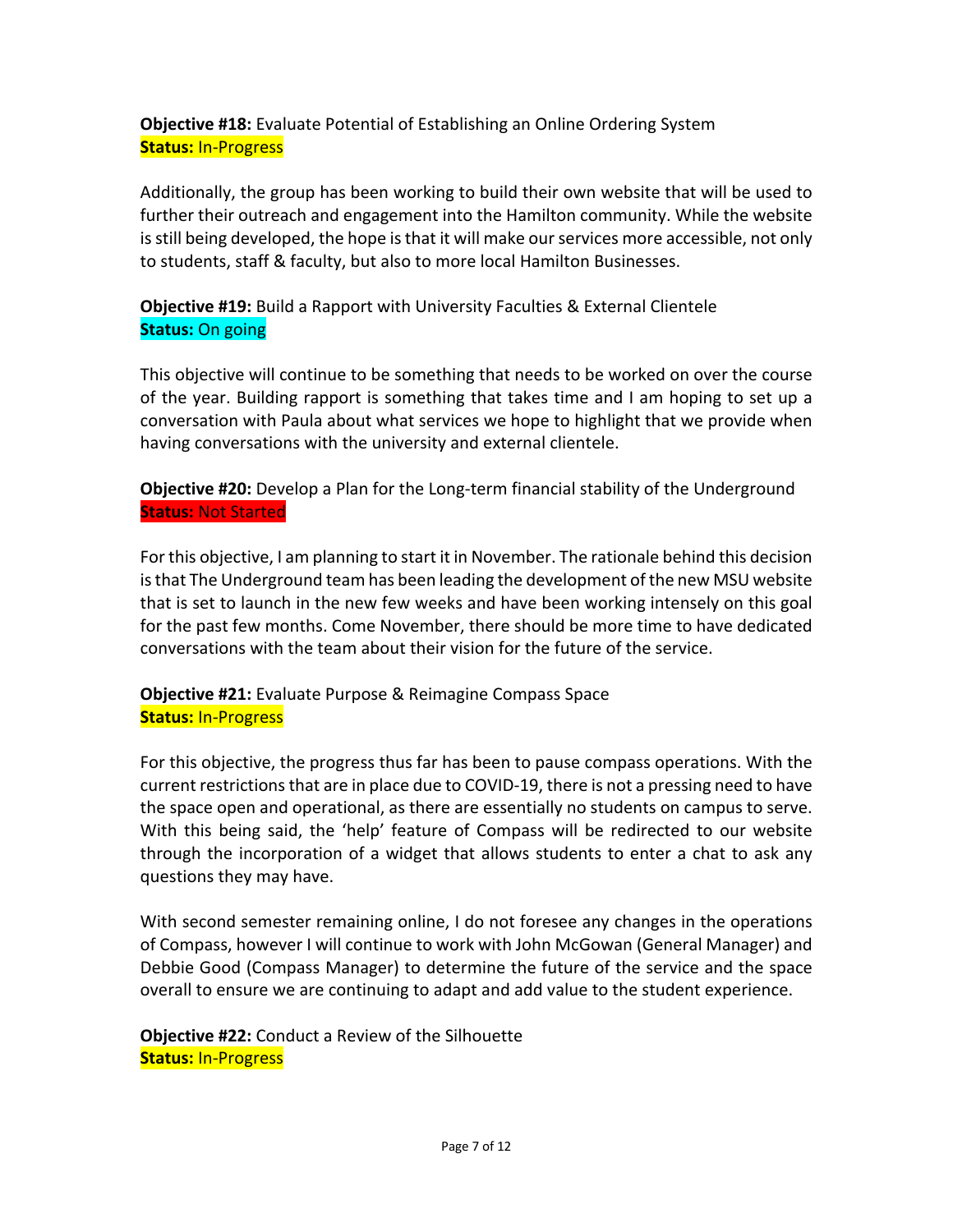**Objective #18:** Evaluate Potential of Establishing an Online Ordering System
**Status:** In-Progress

Additionally, the group has been working to build their own website that will be used to further their outreach and engagement into the Hamilton community. While the website is still being developed, the hope is that it will make our services more accessible, not only to students, staff & faculty, but also to more local Hamilton Businesses.

**Objective #19:** Build a Rapport with University Faculties & External Clientele
**Status:** On going

This objective will continue to be something that needs to be worked on over the course of the year. Building rapport is something that takes time and I am hoping to set up a conversation with Paula about what services we hope to highlight that we provide when having conversations with the university and external clientele.

**Objective #20:** Develop a Plan for the Long-term financial stability of the Underground
**Status:** Not Started

For this objective, I am planning to start it in November. The rationale behind this decision is that The Underground team has been leading the development of the new MSU website that is set to launch in the new few weeks and have been working intensely on this goal for the past few months. Come November, there should be more time to have dedicated conversations with the team about their vision for the future of the service.

**Objective #21:** Evaluate Purpose & Reimagine Compass Space
**Status:** In-Progress

For this objective, the progress thus far has been to pause compass operations. With the current restrictions that are in place due to COVID-19, there is not a pressing need to have the space open and operational, as there are essentially no students on campus to serve. With this being said, the 'help' feature of Compass will be redirected to our website through the incorporation of a widget that allows students to enter a chat to ask any questions they may have.

With second semester remaining online, I do not foresee any changes in the operations of Compass, however I will continue to work with John McGowan (General Manager) and Debbie Good (Compass Manager) to determine the future of the service and the space overall to ensure we are continuing to adapt and add value to the student experience.

**Objective #22:** Conduct a Review of the Silhouette
**Status:** In-Progress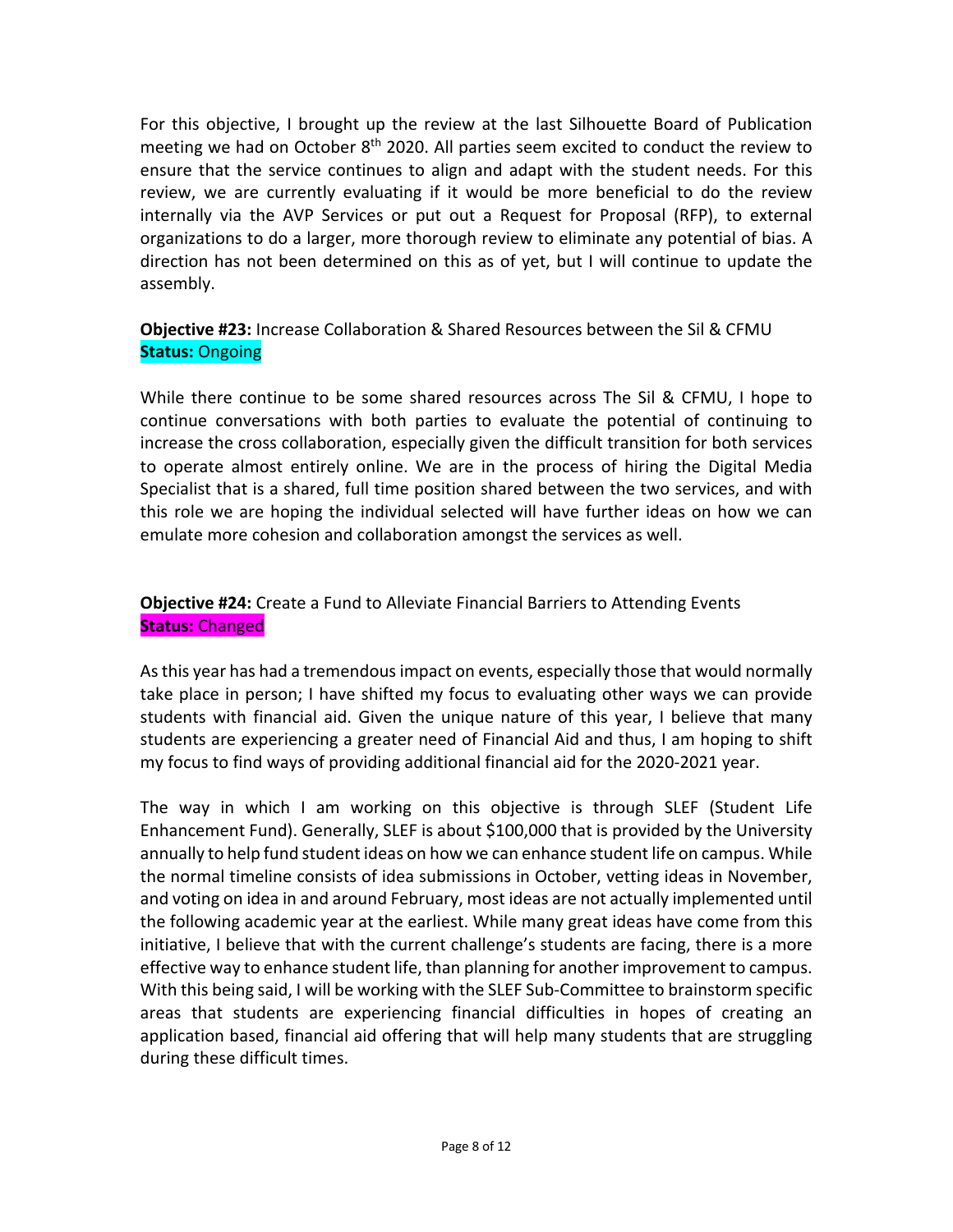For this objective, I brought up the review at the last Silhouette Board of Publication meeting we had on October 8th 2020. All parties seem excited to conduct the review to ensure that the service continues to align and adapt with the student needs. For this review, we are currently evaluating if it would be more beneficial to do the review internally via the AVP Services or put out a Request for Proposal (RFP), to external organizations to do a larger, more thorough review to eliminate any potential of bias. A direction has not been determined on this as of yet, but I will continue to update the assembly.

**Objective #23:** Increase Collaboration & Shared Resources between the Sil & CFMU
**Status:** Ongoing

While there continue to be some shared resources across The Sil & CFMU, I hope to continue conversations with both parties to evaluate the potential of continuing to increase the cross collaboration, especially given the difficult transition for both services to operate almost entirely online. We are in the process of hiring the Digital Media Specialist that is a shared, full time position shared between the two services, and with this role we are hoping the individual selected will have further ideas on how we can emulate more cohesion and collaboration amongst the services as well.

**Objective #24:** Create a Fund to Alleviate Financial Barriers to Attending Events
**Status:** Changed

As this year has had a tremendous impact on events, especially those that would normally take place in person; I have shifted my focus to evaluating other ways we can provide students with financial aid. Given the unique nature of this year, I believe that many students are experiencing a greater need of Financial Aid and thus, I am hoping to shift my focus to find ways of providing additional financial aid for the 2020-2021 year.

The way in which I am working on this objective is through SLEF (Student Life Enhancement Fund). Generally, SLEF is about $100,000 that is provided by the University annually to help fund student ideas on how we can enhance student life on campus. While the normal timeline consists of idea submissions in October, vetting ideas in November, and voting on idea in and around February, most ideas are not actually implemented until the following academic year at the earliest. While many great ideas have come from this initiative, I believe that with the current challenge's students are facing, there is a more effective way to enhance student life, than planning for another improvement to campus. With this being said, I will be working with the SLEF Sub-Committee to brainstorm specific areas that students are experiencing financial difficulties in hopes of creating an application based, financial aid offering that will help many students that are struggling during these difficult times.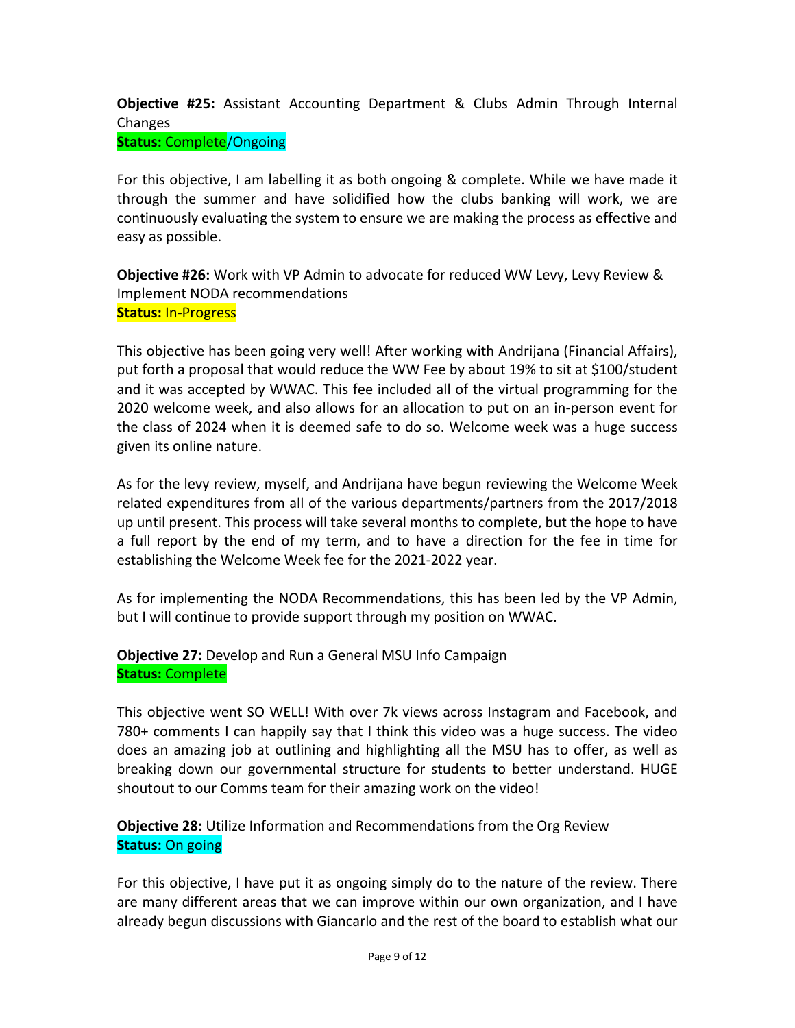**Objective #25:** Assistant Accounting Department & Clubs Admin Through Internal Changes
**Status:** Complete/Ongoing

For this objective, I am labelling it as both ongoing & complete. While we have made it through the summer and have solidified how the clubs banking will work, we are continuously evaluating the system to ensure we are making the process as effective and easy as possible.

**Objective #26:** Work with VP Admin to advocate for reduced WW Levy, Levy Review & Implement NODA recommendations
**Status:** In-Progress

This objective has been going very well! After working with Andrijana (Financial Affairs), put forth a proposal that would reduce the WW Fee by about 19% to sit at $100/student and it was accepted by WWAC. This fee included all of the virtual programming for the 2020 welcome week, and also allows for an allocation to put on an in-person event for the class of 2024 when it is deemed safe to do so. Welcome week was a huge success given its online nature.

As for the levy review, myself, and Andrijana have begun reviewing the Welcome Week related expenditures from all of the various departments/partners from the 2017/2018 up until present. This process will take several months to complete, but the hope to have a full report by the end of my term, and to have a direction for the fee in time for establishing the Welcome Week fee for the 2021-2022 year.

As for implementing the NODA Recommendations, this has been led by the VP Admin, but I will continue to provide support through my position on WWAC.

**Objective 27:** Develop and Run a General MSU Info Campaign
**Status:** Complete

This objective went SO WELL! With over 7k views across Instagram and Facebook, and 780+ comments I can happily say that I think this video was a huge success. The video does an amazing job at outlining and highlighting all the MSU has to offer, as well as breaking down our governmental structure for students to better understand. HUGE shoutout to our Comms team for their amazing work on the video!

**Objective 28:** Utilize Information and Recommendations from the Org Review
**Status:** On going

For this objective, I have put it as ongoing simply do to the nature of the review. There are many different areas that we can improve within our own organization, and I have already begun discussions with Giancarlo and the rest of the board to establish what our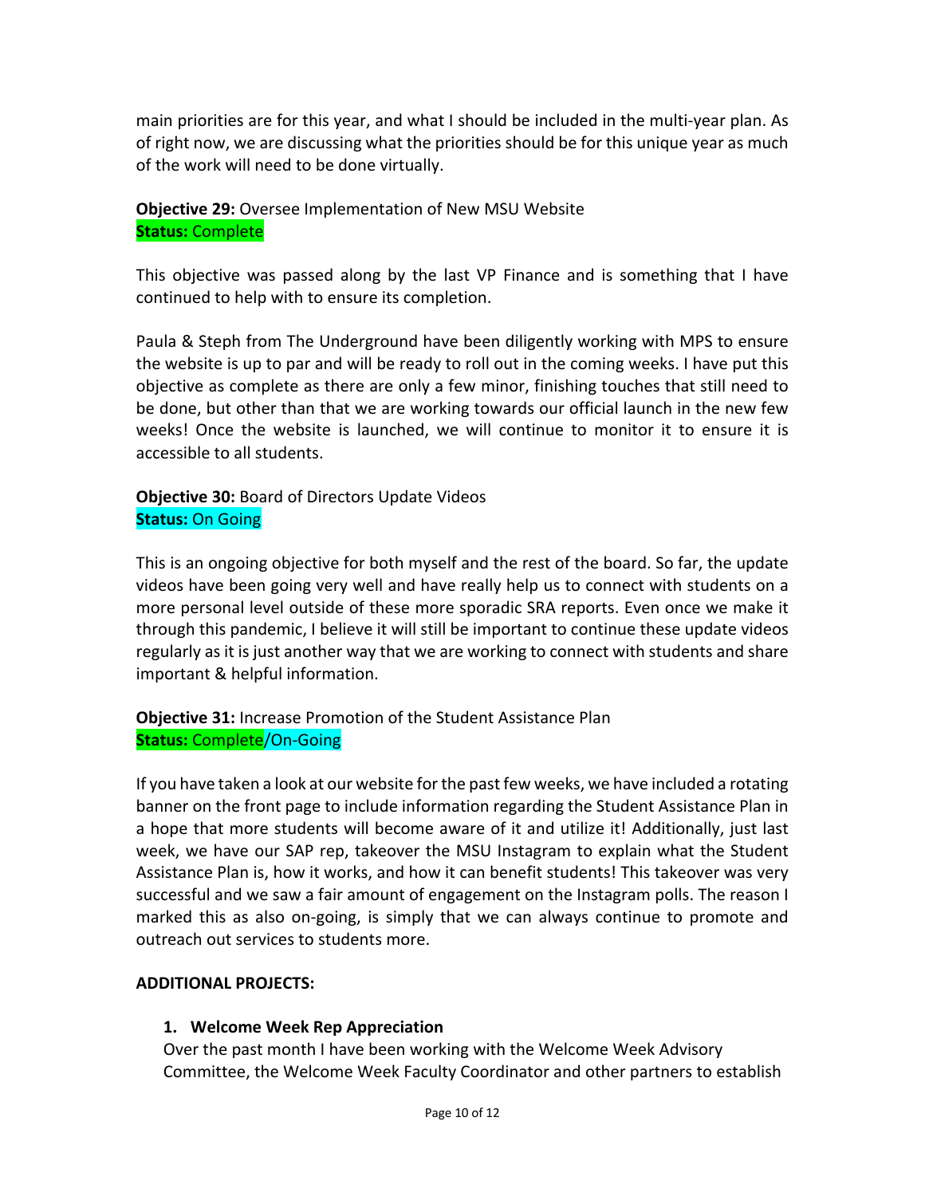main priorities are for this year, and what I should be included in the multi-year plan. As of right now, we are discussing what the priorities should be for this unique year as much of the work will need to be done virtually.

**Objective 29:** Oversee Implementation of New MSU Website
**Status:** Complete

This objective was passed along by the last VP Finance and is something that I have continued to help with to ensure its completion.

Paula & Steph from The Underground have been diligently working with MPS to ensure the website is up to par and will be ready to roll out in the coming weeks. I have put this objective as complete as there are only a few minor, finishing touches that still need to be done, but other than that we are working towards our official launch in the new few weeks! Once the website is launched, we will continue to monitor it to ensure it is accessible to all students.

**Objective 30:** Board of Directors Update Videos
**Status:** On Going

This is an ongoing objective for both myself and the rest of the board. So far, the update videos have been going very well and have really help us to connect with students on a more personal level outside of these more sporadic SRA reports. Even once we make it through this pandemic, I believe it will still be important to continue these update videos regularly as it is just another way that we are working to connect with students and share important & helpful information.

**Objective 31:** Increase Promotion of the Student Assistance Plan
**Status:** Complete/On-Going

If you have taken a look at our website for the past few weeks, we have included a rotating banner on the front page to include information regarding the Student Assistance Plan in a hope that more students will become aware of it and utilize it! Additionally, just last week, we have our SAP rep, takeover the MSU Instagram to explain what the Student Assistance Plan is, how it works, and how it can benefit students! This takeover was very successful and we saw a fair amount of engagement on the Instagram polls. The reason I marked this as also on-going, is simply that we can always continue to promote and outreach out services to students more.

**ADDITIONAL PROJECTS:**

1. **Welcome Week Rep Appreciation**
   Over the past month I have been working with the Welcome Week Advisory Committee, the Welcome Week Faculty Coordinator and other partners to establish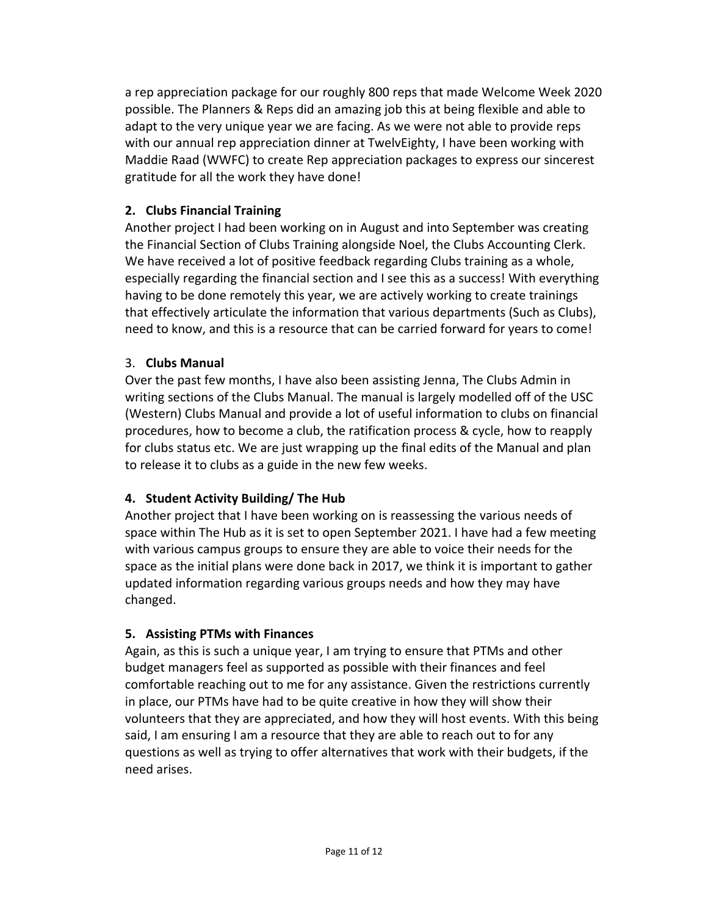a rep appreciation package for our roughly 800 reps that made Welcome Week 2020 possible. The Planners & Reps did an amazing job this at being flexible and able to adapt to the very unique year we are facing. As we were not able to provide reps with our annual rep appreciation dinner at TwelvEighty, I have been working with Maddie Raad (WWFC) to create Rep appreciation packages to express our sincerest gratitude for all the work they have done!

**2. Clubs Financial Training**

Another project I had been working on in August and into September was creating the Financial Section of Clubs Training alongside Noel, the Clubs Accounting Clerk. We have received a lot of positive feedback regarding Clubs training as a whole, especially regarding the financial section and I see this as a success! With everything having to be done remotely this year, we are actively working to create trainings that effectively articulate the information that various departments (Such as Clubs), need to know, and this is a resource that can be carried forward for years to come!

3. **Clubs Manual**

Over the past few months, I have also been assisting Jenna, The Clubs Admin in writing sections of the Clubs Manual. The manual is largely modelled off of the USC (Western) Clubs Manual and provide a lot of useful information to clubs on financial procedures, how to become a club, the ratification process & cycle, how to reapply for clubs status etc. We are just wrapping up the final edits of the Manual and plan to release it to clubs as a guide in the new few weeks.

**4. Student Activity Building/ The Hub**

Another project that I have been working on is reassessing the various needs of space within The Hub as it is set to open September 2021. I have had a few meeting with various campus groups to ensure they are able to voice their needs for the space as the initial plans were done back in 2017, we think it is important to gather updated information regarding various groups needs and how they may have changed.

**5. Assisting PTMs with Finances**

Again, as this is such a unique year, I am trying to ensure that PTMs and other budget managers feel as supported as possible with their finances and feel comfortable reaching out to me for any assistance. Given the restrictions currently in place, our PTMs have had to be quite creative in how they will show their volunteers that they are appreciated, and how they will host events. With this being said, I am ensuring I am a resource that they are able to reach out to for any questions as well as trying to offer alternatives that work with their budgets, if the need arises.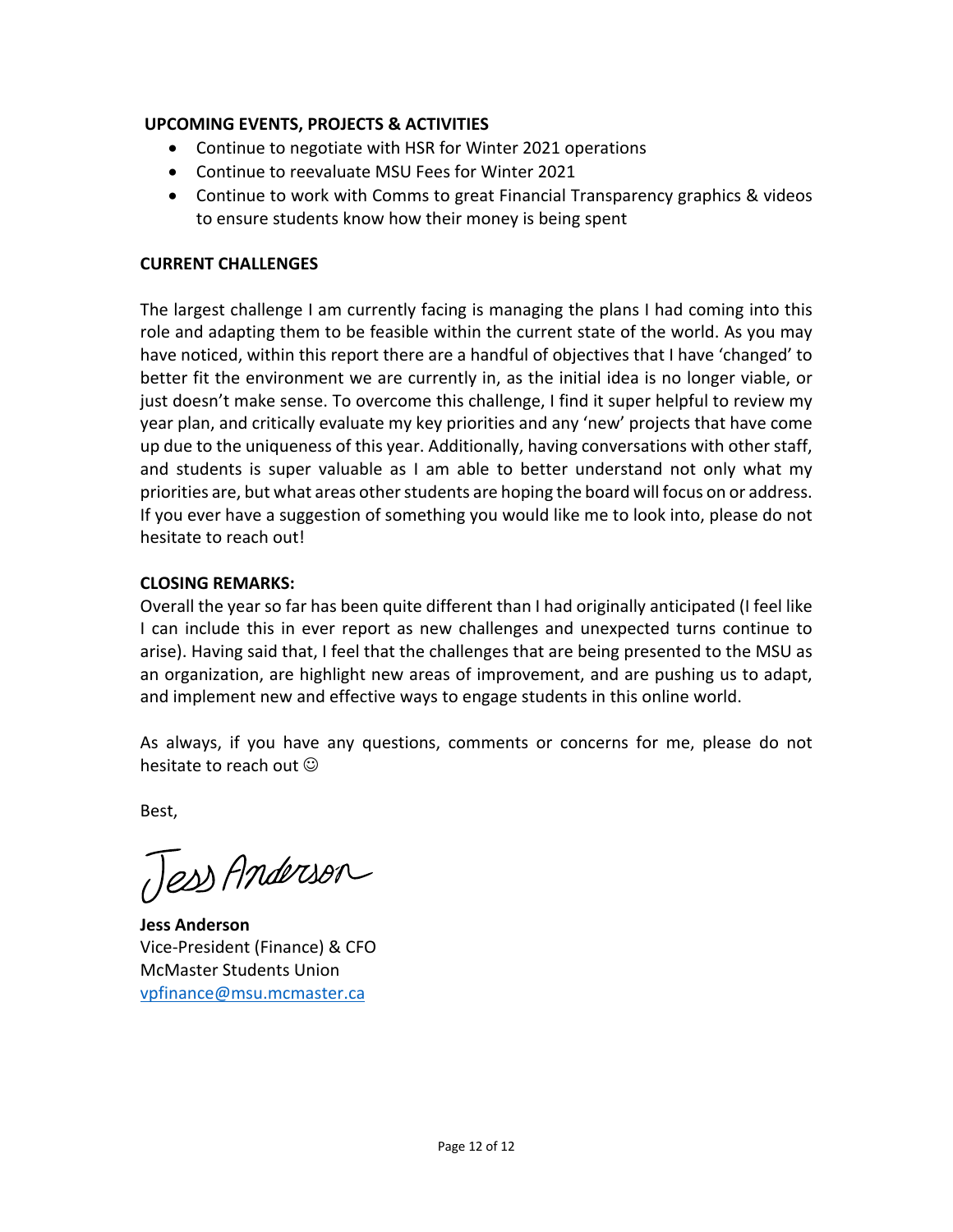**UPCOMING EVENTS, PROJECTS & ACTIVITIES**

- Continue to negotiate with HSR for Winter 2021 operations
- Continue to reevaluate MSU Fees for Winter 2021
- Continue to work with Comms to great Financial Transparency graphics & videos to ensure students know how their money is being spent

**CURRENT CHALLENGES**

The largest challenge I am currently facing is managing the plans I had coming into this role and adapting them to be feasible within the current state of the world. As you may have noticed, within this report there are a handful of objectives that I have 'changed' to better fit the environment we are currently in, as the initial idea is no longer viable, or just doesn't make sense. To overcome this challenge, I find it super helpful to review my year plan, and critically evaluate my key priorities and any 'new' projects that have come up due to the uniqueness of this year. Additionally, having conversations with other staff, and students is super valuable as I am able to better understand not only what my priorities are, but what areas other students are hoping the board will focus on or address. If you ever have a suggestion of something you would like me to look into, please do not hesitate to reach out!

**CLOSING REMARKS:**

Overall the year so far has been quite different than I had originally anticipated (I feel like I can include this in ever report as new challenges and unexpected turns continue to arise). Having said that, I feel that the challenges that are being presented to the MSU as an organization, are highlight new areas of improvement, and are pushing us to adapt, and implement new and effective ways to engage students in this online world.

As always, if you have any questions, comments or concerns for me, please do not hesitate to reach out ☺

Best,

Jess Anderson

**Jess Anderson**
Vice-President (Finance) & CFO
McMaster Students Union
vpfinance@msu.mcmaster.ca